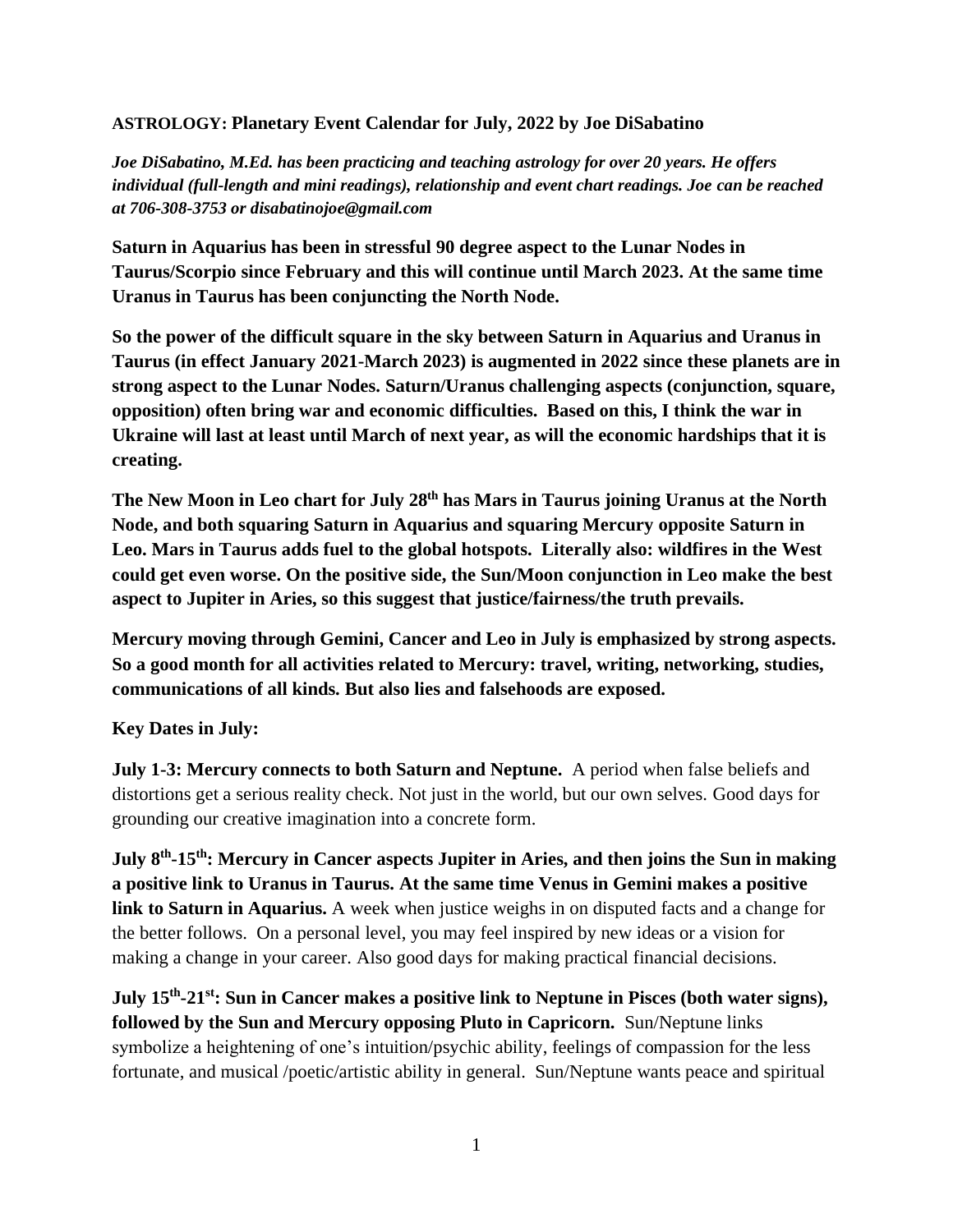**ASTROLOGY: Planetary Event Calendar for July, 2022 by Joe DiSabatino**

***Joe DiSabatino, M.Ed. has been practicing and teaching astrology for over 20 years. He offers individual (full-length and mini readings), relationship and event chart readings. Joe can be reached at 706-308-3753 or disabatinojoe@gmail.com***

**Saturn in Aquarius has been in stressful 90 degree aspect to the Lunar Nodes in Taurus/Scorpio since February and this will continue until March 2023. At the same time Uranus in Taurus has been conjuncting the North Node.**

**So the power of the difficult square in the sky between Saturn in Aquarius and Uranus in Taurus (in effect January 2021-March 2023) is augmented in 2022 since these planets are in strong aspect to the Lunar Nodes. Saturn/Uranus challenging aspects (conjunction, square, opposition) often bring war and economic difficulties. Based on this, I think the war in Ukraine will last at least until March of next year, as will the economic hardships that it is creating.**

**The New Moon in Leo chart for July 28th has Mars in Taurus joining Uranus at the North Node, and both squaring Saturn in Aquarius and squaring Mercury opposite Saturn in Leo. Mars in Taurus adds fuel to the global hotspots. Literally also: wildfires in the West could get even worse. On the positive side, the Sun/Moon conjunction in Leo make the best aspect to Jupiter in Aries, so this suggest that justice/fairness/the truth prevails.**

**Mercury moving through Gemini, Cancer and Leo in July is emphasized by strong aspects. So a good month for all activities related to Mercury: travel, writing, networking, studies, communications of all kinds. But also lies and falsehoods are exposed.**

**Key Dates in July:**

**July 1-3: Mercury connects to both Saturn and Neptune.** A period when false beliefs and distortions get a serious reality check. Not just in the world, but our own selves. Good days for grounding our creative imagination into a concrete form.

**July 8th-15th: Mercury in Cancer aspects Jupiter in Aries, and then joins the Sun in making a positive link to Uranus in Taurus. At the same time Venus in Gemini makes a positive link to Saturn in Aquarius.** A week when justice weighs in on disputed facts and a change for the better follows. On a personal level, you may feel inspired by new ideas or a vision for making a change in your career. Also good days for making practical financial decisions.

**July 15th-21st: Sun in Cancer makes a positive link to Neptune in Pisces (both water signs), followed by the Sun and Mercury opposing Pluto in Capricorn.** Sun/Neptune links symbolize a heightening of one's intuition/psychic ability, feelings of compassion for the less fortunate, and musical /poetic/artistic ability in general. Sun/Neptune wants peace and spiritual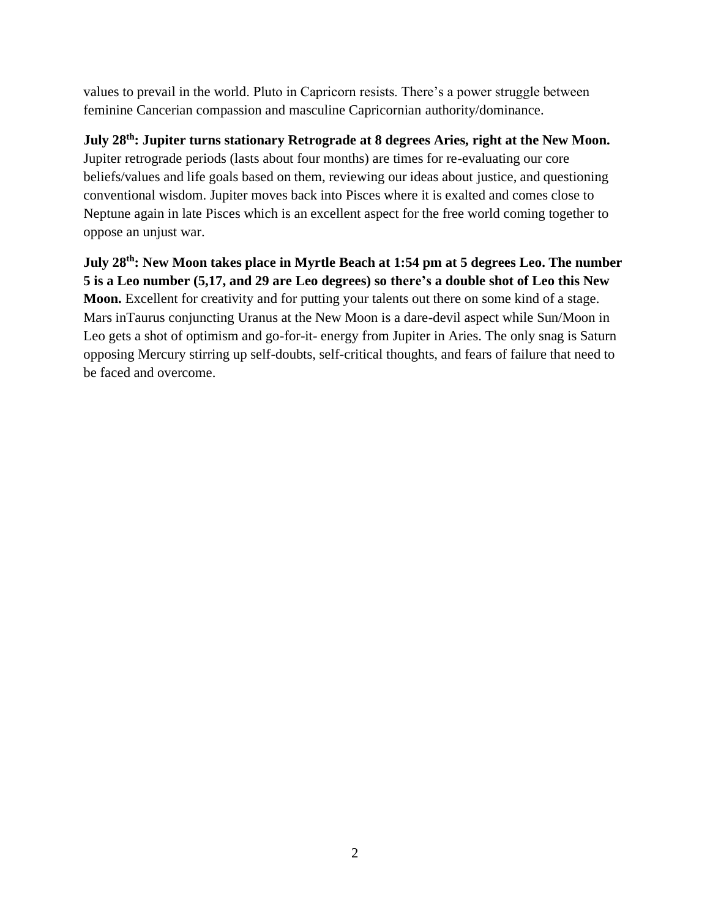values to prevail in the world. Pluto in Capricorn resists. There's a power struggle between feminine Cancerian compassion and masculine Capricornian authority/dominance.

**July 28th: Jupiter turns stationary Retrograde at 8 degrees Aries, right at the New Moon.** Jupiter retrograde periods (lasts about four months) are times for re-evaluating our core beliefs/values and life goals based on them, reviewing our ideas about justice, and questioning conventional wisdom. Jupiter moves back into Pisces where it is exalted and comes close to Neptune again in late Pisces which is an excellent aspect for the free world coming together to oppose an unjust war.

**July 28th: New Moon takes place in Myrtle Beach at 1:54 pm at 5 degrees Leo. The number 5 is a Leo number (5,17, and 29 are Leo degrees) so there's a double shot of Leo this New Moon.** Excellent for creativity and for putting your talents out there on some kind of a stage. Mars inTaurus conjuncting Uranus at the New Moon is a dare-devil aspect while Sun/Moon in Leo gets a shot of optimism and go-for-it- energy from Jupiter in Aries. The only snag is Saturn opposing Mercury stirring up self-doubts, self-critical thoughts, and fears of failure that need to be faced and overcome.